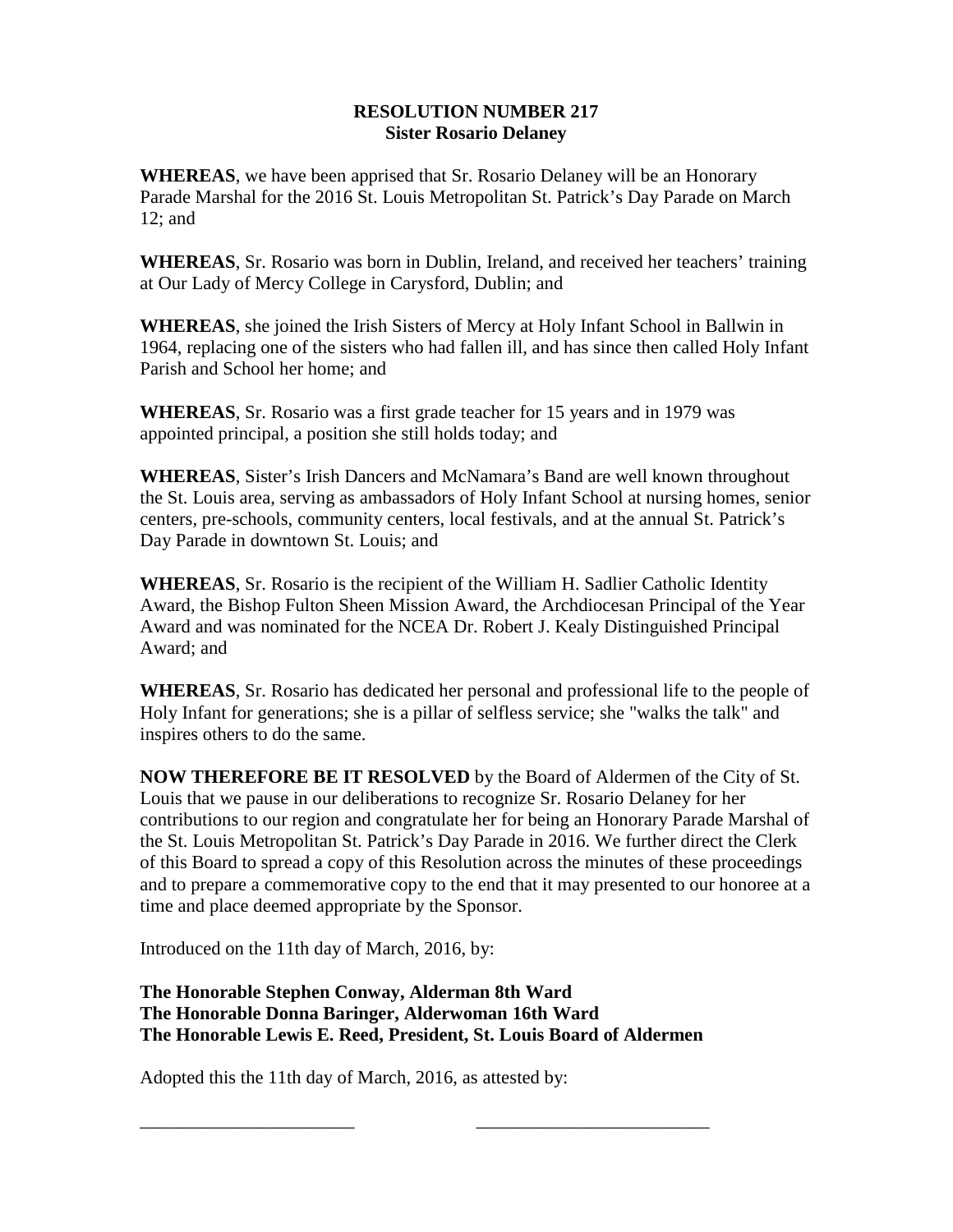**RESOLUTION NUMBER 217**
**Sister Rosario Delaney**

**WHEREAS**, we have been apprised that Sr. Rosario Delaney will be an Honorary Parade Marshal for the 2016 St. Louis Metropolitan St. Patrick's Day Parade on March 12; and

**WHEREAS**, Sr. Rosario was born in Dublin, Ireland, and received her teachers' training at Our Lady of Mercy College in Carysford, Dublin; and

**WHEREAS**, she joined the Irish Sisters of Mercy at Holy Infant School in Ballwin in 1964, replacing one of the sisters who had fallen ill, and has since then called Holy Infant Parish and School her home; and

**WHEREAS**, Sr. Rosario was a first grade teacher for 15 years and in 1979 was appointed principal, a position she still holds today; and

**WHEREAS**, Sister's Irish Dancers and McNamara's Band are well known throughout the St. Louis area, serving as ambassadors of Holy Infant School at nursing homes, senior centers, pre-schools, community centers, local festivals, and at the annual St. Patrick's Day Parade in downtown St. Louis; and

**WHEREAS**, Sr. Rosario is the recipient of the William H. Sadlier Catholic Identity Award, the Bishop Fulton Sheen Mission Award, the Archdiocesan Principal of the Year Award and was nominated for the NCEA Dr. Robert J. Kealy Distinguished Principal Award; and

**WHEREAS**, Sr. Rosario has dedicated her personal and professional life to the people of Holy Infant for generations; she is a pillar of selfless service; she "walks the talk" and inspires others to do the same.

**NOW THEREFORE BE IT RESOLVED** by the Board of Aldermen of the City of St. Louis that we pause in our deliberations to recognize Sr. Rosario Delaney for her contributions to our region and congratulate her for being an Honorary Parade Marshal of the St. Louis Metropolitan St. Patrick's Day Parade in 2016. We further direct the Clerk of this Board to spread a copy of this Resolution across the minutes of these proceedings and to prepare a commemorative copy to the end that it may presented to our honoree at a time and place deemed appropriate by the Sponsor.

Introduced on the 11th day of March, 2016, by:

**The Honorable Stephen Conway, Alderman 8th Ward**
**The Honorable Donna Baringer, Alderwoman 16th Ward**
**The Honorable Lewis E. Reed, President, St. Louis Board of Aldermen**

Adopted this the 11th day of March, 2016, as attested by:

\_\_\_\_\_\_\_\_\_\_\_\_\_\_\_\_\_\_\_\_\_\_\_\_ \_\_\_\_\_\_\_\_\_\_\_\_\_\_\_\_\_\_\_\_\_\_\_\_\_\_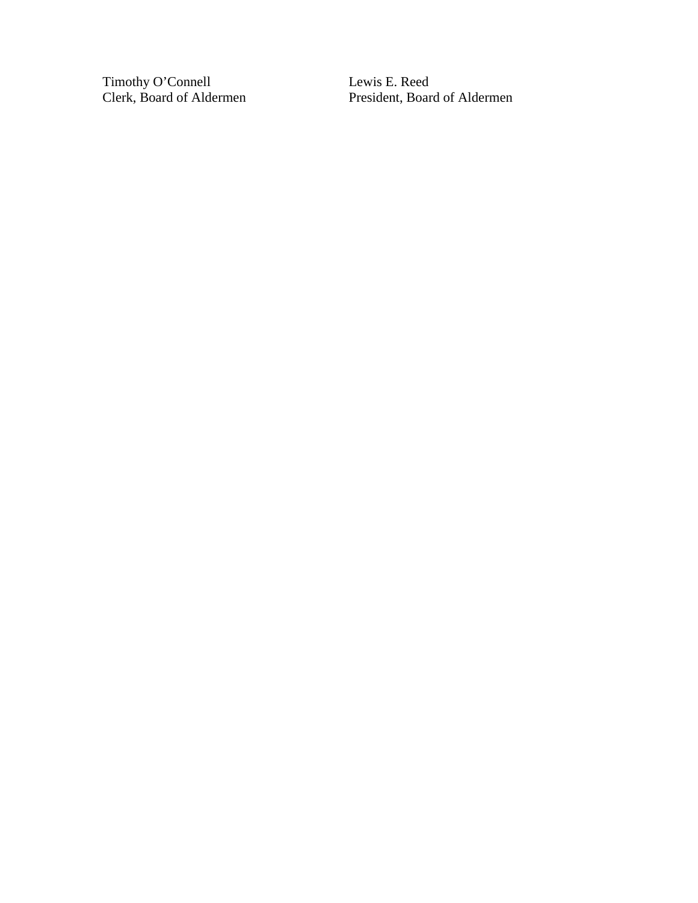| | |
|---|---|
| Timothy O’Connell | Lewis E. Reed |
| Clerk, Board of Aldermen | President, Board of Aldermen |